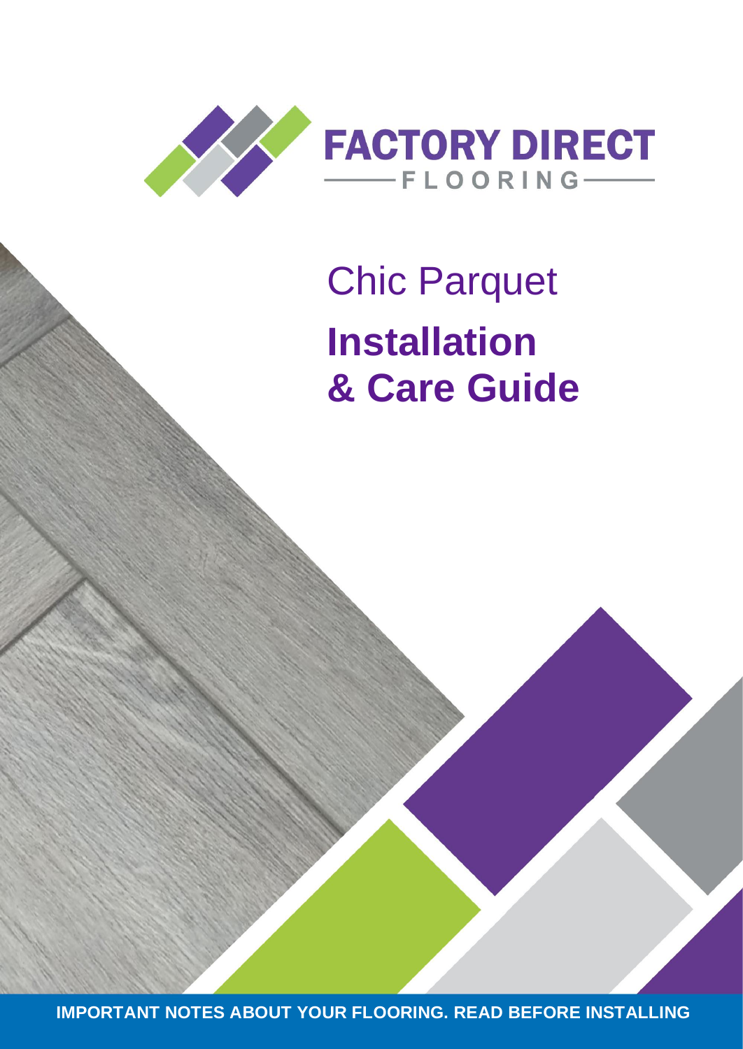FACTORY DIRECT

FLOORING

# Chic Parquet

# Installation & Care Guide

**IMPORTANT NOTES ABOUT YOUR FLOORING. READ BEFORE INSTALLING**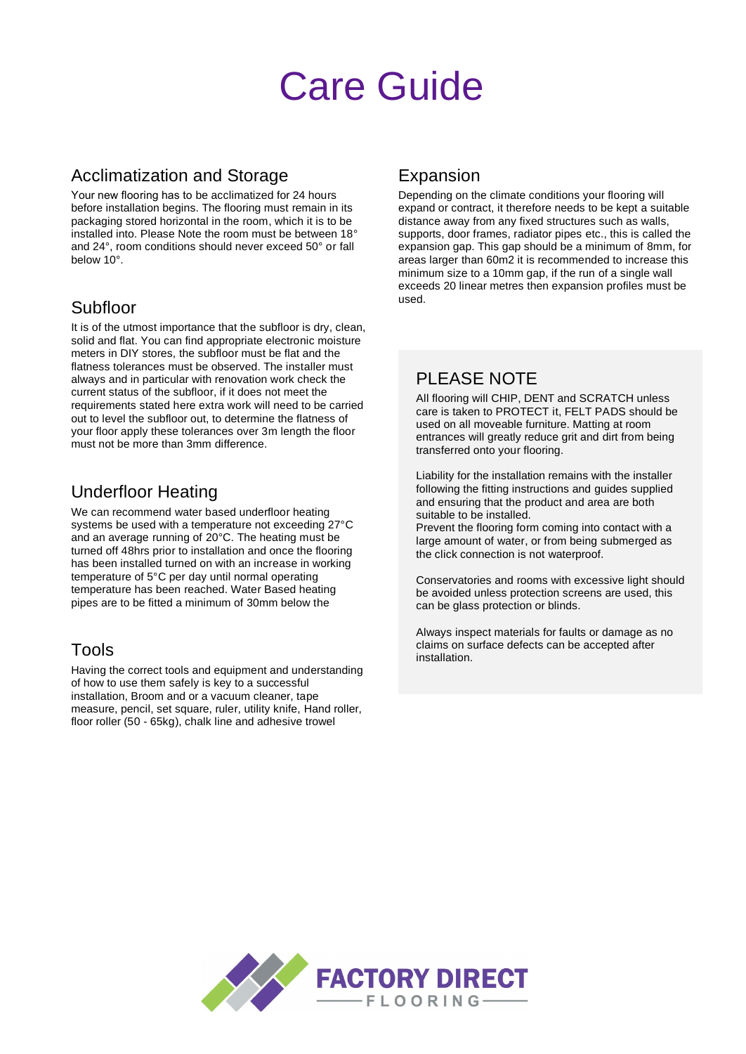# Care Guide

## Acclimatization and Storage

Your new flooring has to be acclimatized for 24 hours before installation begins. The flooring must remain in its packaging stored horizontal in the room, which it is to be installed into. Please Note the room must be between 18° and 24°, room conditions should never exceed 50° or fall below 10°.

## Subfloor

It is of the utmost importance that the subfloor is dry, clean, solid and flat. You can find appropriate electronic moisture meters in DIY stores, the subfloor must be flat and the flatness tolerances must be observed. The installer must always and in particular with renovation work check the current status of the subfloor, if it does not meet the requirements stated here extra work will need to be carried out to level the subfloor out, to determine the flatness of your floor apply these tolerances over 3m length the floor must not be more than 3mm difference.

## Underfloor Heating

We can recommend water based underfloor heating systems be used with a temperature not exceeding 27°C and an average running of 20°C. The heating must be turned off 48hrs prior to installation and once the flooring has been installed turned on with an increase in working temperature of 5°C per day until normal operating temperature has been reached. Water Based heating pipes are to be fitted a minimum of 30mm below the

## Tools

Having the correct tools and equipment and understanding of how to use them safely is key to a successful installation, Broom and or a vacuum cleaner, tape measure, pencil, set square, ruler, utility knife, Hand roller, floor roller (50 - 65kg), chalk line and adhesive trowel

## Expansion

Depending on the climate conditions your flooring will expand or contract, it therefore needs to be kept a suitable distance away from any fixed structures such as walls, supports, door frames, radiator pipes etc., this is called the expansion gap. This gap should be a minimum of 8mm, for areas larger than 60m2 it is recommended to increase this minimum size to a 10mm gap, if the run of a single wall exceeds 20 linear metres then expansion profiles must be used.

## PLEASE NOTE

All flooring will CHIP, DENT and SCRATCH unless care is taken to PROTECT it, FELT PADS should be used on all moveable furniture. Matting at room entrances will greatly reduce grit and dirt from being transferred onto your flooring.

Liability for the installation remains with the installer following the fitting instructions and guides supplied and ensuring that the product and area are both suitable to be installed.
Prevent the flooring form coming into contact with a large amount of water, or from being submerged as the click connection is not waterproof.

Conservatories and rooms with excessive light should be avoided unless protection screens are used, this can be glass protection or blinds.

Always inspect materials for faults or damage as no claims on surface defects can be accepted after installation.

FACTORY DIRECT FLOORING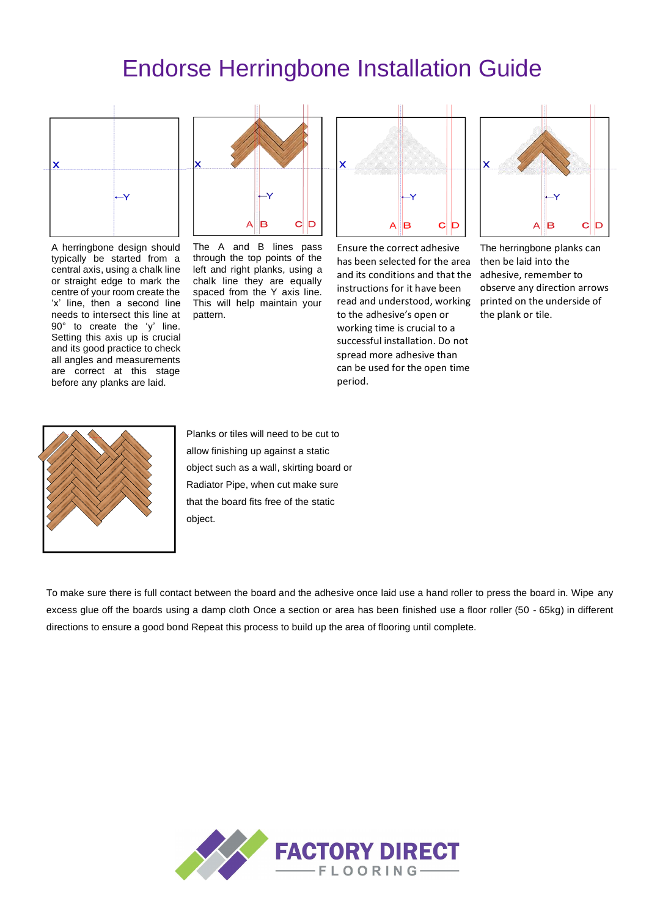# Endorse Herringbone Installation Guide

A herringbone design should typically be started from a central axis, using a chalk line or straight edge to mark the centre of your room create the 'x' line, then a second line needs to intersect this line at 90° to create the 'y' line. Setting this axis up is crucial and its good practice to check all angles and measurements are correct at this stage before any planks are laid.

The A and B lines pass through the top points of the left and right planks, using a chalk line they are equally spaced from the Y axis line. This will help maintain your pattern.

Ensure the correct adhesive has been selected for the area and its conditions and that the instructions for it have been read and understood, working to the adhesive's open or working time is crucial to a successful installation. Do not spread more adhesive than can be used for the open time period.

The herringbone planks can then be laid into the adhesive, remember to observe any direction arrows printed on the underside of the plank or tile.

Planks or tiles will need to be cut to allow finishing up against a static object such as a wall, skirting board or Radiator Pipe, when cut make sure that the board fits free of the static object.

To make sure there is full contact between the board and the adhesive once laid use a hand roller to press the board in. Wipe any excess glue off the boards using a damp cloth Once a section or area has been finished use a floor roller (50 - 65kg) in different directions to ensure a good bond Repeat this process to build up the area of flooring until complete.

FACTORY DIRECT FLOORING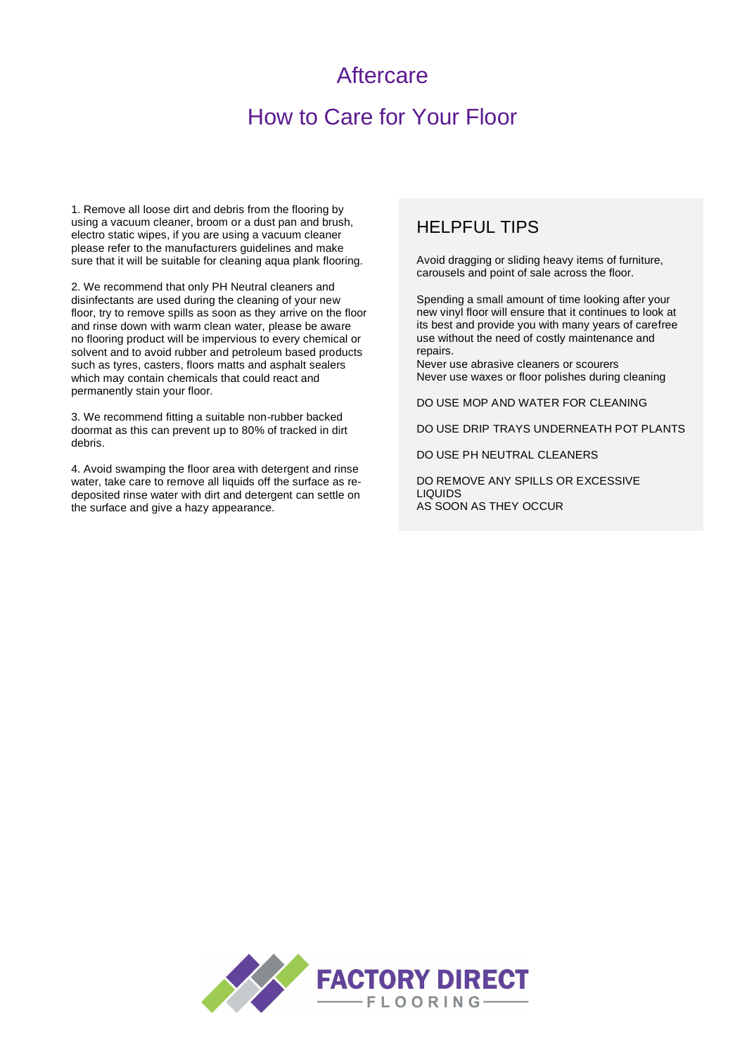# Aftercare

## How to Care for Your Floor

1. Remove all loose dirt and debris from the flooring by using a vacuum cleaner, broom or a dust pan and brush, electro static wipes, if you are using a vacuum cleaner please refer to the manufacturers guidelines and make sure that it will be suitable for cleaning aqua plank flooring.

2. We recommend that only PH Neutral cleaners and disinfectants are used during the cleaning of your new floor, try to remove spills as soon as they arrive on the floor and rinse down with warm clean water, please be aware no flooring product will be impervious to every chemical or solvent and to avoid rubber and petroleum based products such as tyres, casters, floors matts and asphalt sealers which may contain chemicals that could react and permanently stain your floor.

3. We recommend fitting a suitable non-rubber backed doormat as this can prevent up to 80% of tracked in dirt debris.

4. Avoid swamping the floor area with detergent and rinse water, take care to remove all liquids off the surface as re-deposited rinse water with dirt and detergent can settle on the surface and give a hazy appearance.

### HELPFUL TIPS

Avoid dragging or sliding heavy items of furniture, carousels and point of sale across the floor.

Spending a small amount of time looking after your new vinyl floor will ensure that it continues to look at its best and provide you with many years of carefree use without the need of costly maintenance and repairs.
Never use abrasive cleaners or scourers
Never use waxes or floor polishes during cleaning

DO USE MOP AND WATER FOR CLEANING

DO USE DRIP TRAYS UNDERNEATH POT PLANTS

DO USE PH NEUTRAL CLEANERS

DO REMOVE ANY SPILLS OR EXCESSIVE LIQUIDS
AS SOON AS THEY OCCUR

FACTORY DIRECT FLOORING